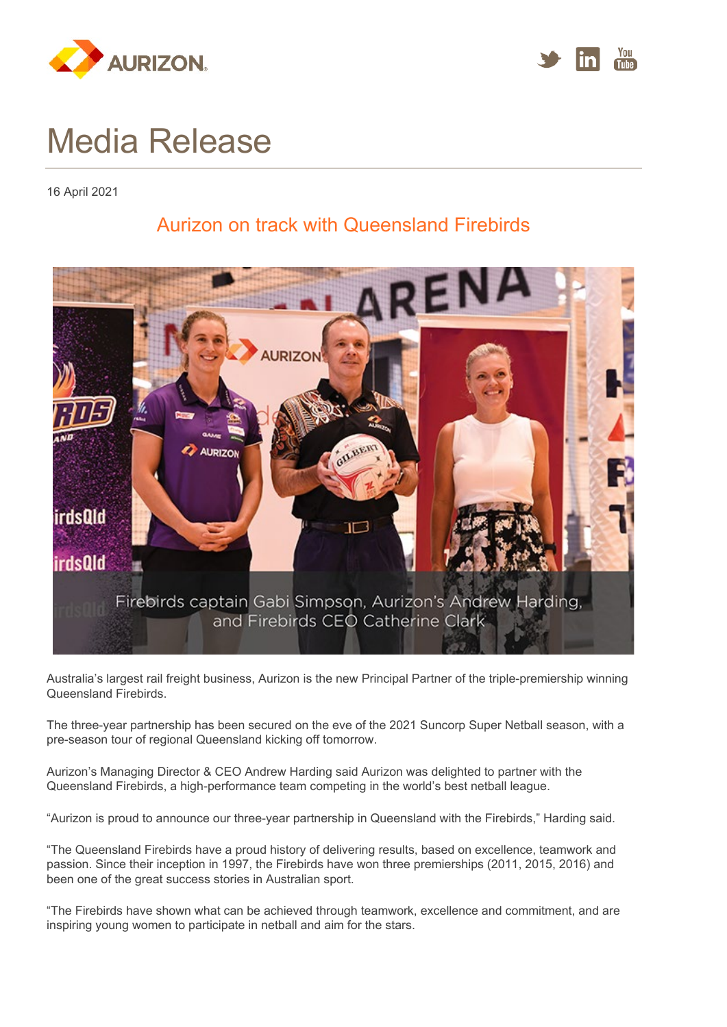# Media Release

16 April 2021

## Aurizon on track with Queensland Firebirds

Firebirds captain Gabi Simpson, Aurizon's Andrew Harding, and Firebirds CEO Catherine Clark

Australia's largest rail freight business, Aurizon is the new Principal Partner of the triple-premiership winning Queensland Firebirds.

The three-year partnership has been secured on the eve of the 2021 Suncorp Super Netball season, with a pre-season tour of regional Queensland kicking off tomorrow.

Aurizon's Managing Director & CEO Andrew Harding said Aurizon was delighted to partner with the Queensland Firebirds, a high-performance team competing in the world's best netball league.

"Aurizon is proud to announce our three-year partnership in Queensland with the Firebirds," Harding said.

"The Queensland Firebirds have a proud history of delivering results, based on excellence, teamwork and passion. Since their inception in 1997, the Firebirds have won three premierships (2011, 2015, 2016) and been one of the great success stories in Australian sport.

"The Firebirds have shown what can be achieved through teamwork, excellence and commitment, and are inspiring young women to participate in netball and aim for the stars.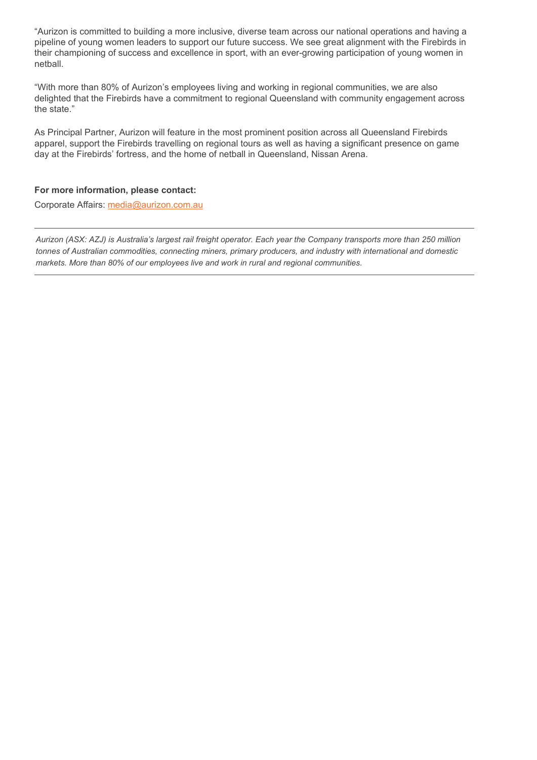"Aurizon is committed to building a more inclusive, diverse team across our national operations and having a pipeline of young women leaders to support our future success. We see great alignment with the Firebirds in their championing of success and excellence in sport, with an ever-growing participation of young women in netball.

"With more than 80% of Aurizon's employees living and working in regional communities, we are also delighted that the Firebirds have a commitment to regional Queensland with community engagement across the state."

As Principal Partner, Aurizon will feature in the most prominent position across all Queensland Firebirds apparel, support the Firebirds travelling on regional tours as well as having a significant presence on game day at the Firebirds' fortress, and the home of netball in Queensland, Nissan Arena.

**For more information, please contact:**

Corporate Affairs: media@aurizon.com.au

---

*Aurizon (ASX: AZJ) is Australia's largest rail freight operator. Each year the Company transports more than 250 million tonnes of Australian commodities, connecting miners, primary producers, and industry with international and domestic markets. More than 80% of our employees live and work in rural and regional communities.*

---